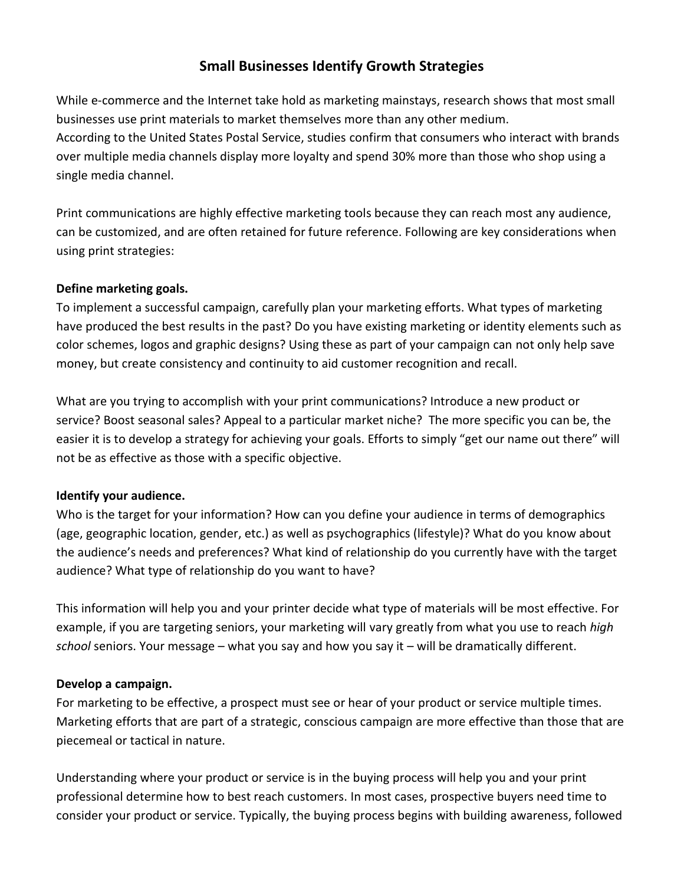# Small Businesses Identify Growth Strategies

While e-commerce and the Internet take hold as marketing mainstays, research shows that most small businesses use print materials to market themselves more than any other medium.
According to the United States Postal Service, studies confirm that consumers who interact with brands over multiple media channels display more loyalty and spend 30% more than those who shop using a single media channel.

Print communications are highly effective marketing tools because they can reach most any audience, can be customized, and are often retained for future reference. Following are key considerations when using print strategies:

**Define marketing goals.**
To implement a successful campaign, carefully plan your marketing efforts. What types of marketing have produced the best results in the past? Do you have existing marketing or identity elements such as color schemes, logos and graphic designs? Using these as part of your campaign can not only help save money, but create consistency and continuity to aid customer recognition and recall.

What are you trying to accomplish with your print communications? Introduce a new product or service? Boost seasonal sales? Appeal to a particular market niche? The more specific you can be, the easier it is to develop a strategy for achieving your goals. Efforts to simply "get our name out there" will not be as effective as those with a specific objective.

**Identify your audience.**
Who is the target for your information? How can you define your audience in terms of demographics (age, geographic location, gender, etc.) as well as psychographics (lifestyle)? What do you know about the audience's needs and preferences? What kind of relationship do you currently have with the target audience? What type of relationship do you want to have?

This information will help you and your printer decide what type of materials will be most effective. For example, if you are targeting seniors, your marketing will vary greatly from what you use to reach *high school* seniors. Your message – what you say and how you say it – will be dramatically different.

**Develop a campaign.**
For marketing to be effective, a prospect must see or hear of your product or service multiple times. Marketing efforts that are part of a strategic, conscious campaign are more effective than those that are piecemeal or tactical in nature.

Understanding where your product or service is in the buying process will help you and your print professional determine how to best reach customers. In most cases, prospective buyers need time to consider your product or service. Typically, the buying process begins with building awareness, followed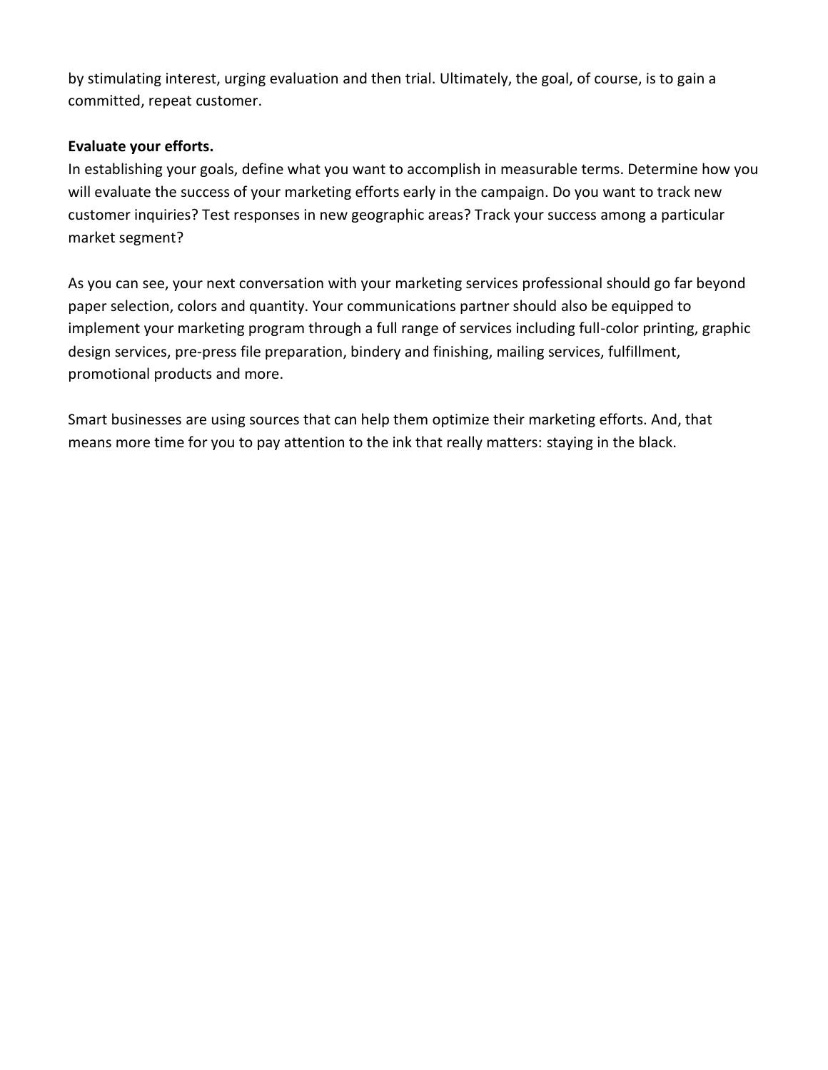by stimulating interest, urging evaluation and then trial. Ultimately, the goal, of course, is to gain a committed, repeat customer.

**Evaluate your efforts.**
In establishing your goals, define what you want to accomplish in measurable terms. Determine how you will evaluate the success of your marketing efforts early in the campaign. Do you want to track new customer inquiries? Test responses in new geographic areas? Track your success among a particular market segment?

As you can see, your next conversation with your marketing services professional should go far beyond paper selection, colors and quantity. Your communications partner should also be equipped to implement your marketing program through a full range of services including full-color printing, graphic design services, pre-press file preparation, bindery and finishing, mailing services, fulfillment, promotional products and more.

Smart businesses are using sources that can help them optimize their marketing efforts. And, that means more time for you to pay attention to the ink that really matters: staying in the black.